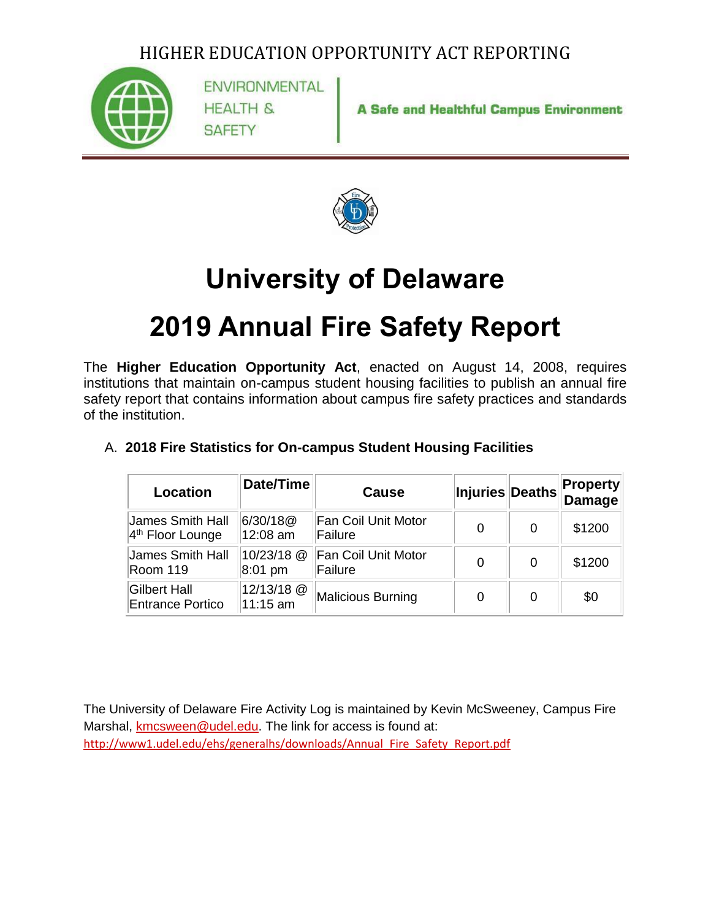HIGHER EDUCATION OPPORTUNITY ACT REPORTING

ENVIRONMENTAL HEALTH & SAFETY | **A Safe and Healthful Campus Environment**

# University of Delaware

# 2019 Annual Fire Safety Report

The **Higher Education Opportunity Act**, enacted on August 14, 2008, requires institutions that maintain on-campus student housing facilities to publish an annual fire safety report that contains information about campus fire safety practices and standards of the institution.

## A. 2018 Fire Statistics for On-campus Student Housing Facilities

| Location | Date/Time | Cause | Injuries | Deaths | Property Damage |
|---|---|---|---|---|---|
| James Smith Hall 4th Floor Lounge | 6/30/18@ 12:08 am | Fan Coil Unit Motor Failure | 0 | 0 | $1200 |
| James Smith Hall Room 119 | 10/23/18 @ 8:01 pm | Fan Coil Unit Motor Failure | 0 | 0 | $1200 |
| Gilbert Hall Entrance Portico | 12/13/18 @ 11:15 am | Malicious Burning | 0 | 0 | $0 |

The University of Delaware Fire Activity Log is maintained by Kevin McSweeney, Campus Fire Marshal, kmcsween@udel.edu. The link for access is found at: http://www1.udel.edu/ehs/generalhs/downloads/Annual_Fire_Safety_Report.pdf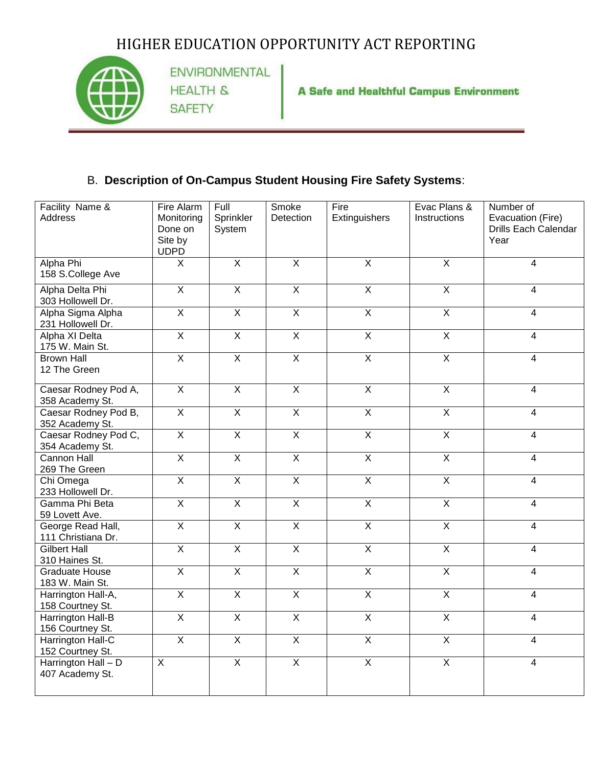# HIGHER EDUCATION OPPORTUNITY ACT REPORTING

ENVIRONMENTAL HEALTH & SAFETY

**A Safe and Healthful Campus Environment**

## B. **Description of On-Campus Student Housing Fire Safety Systems**:

| Facility Name & Address | Fire Alarm Monitoring Done on Site by UDPD | Full Sprinkler System | Smoke Detection | Fire Extinguishers | Evac Plans & Instructions | Number of Evacuation (Fire) Drills Each Calendar Year |
|---|---|---|---|---|---|---|
| Alpha Phi 158 S.College Ave | X | X | X | X | X | 4 |
| Alpha Delta Phi 303 Hollowell Dr. | X | X | X | X | X | 4 |
| Alpha Sigma Alpha 231 Hollowell Dr. | X | X | X | X | X | 4 |
| Alpha XI Delta 175 W. Main St. | X | X | X | X | X | 4 |
| Brown Hall 12 The Green | X | X | X | X | X | 4 |
| Caesar Rodney Pod A, 358 Academy St. | X | X | X | X | X | 4 |
| Caesar Rodney Pod B, 352 Academy St. | X | X | X | X | X | 4 |
| Caesar Rodney Pod C, 354 Academy St. | X | X | X | X | X | 4 |
| Cannon Hall 269 The Green | X | X | X | X | X | 4 |
| Chi Omega 233 Hollowell Dr. | X | X | X | X | X | 4 |
| Gamma Phi Beta 59 Lovett Ave. | X | X | X | X | X | 4 |
| George Read Hall, 111 Christiana Dr. | X | X | X | X | X | 4 |
| Gilbert Hall 310 Haines St. | X | X | X | X | X | 4 |
| Graduate House 183 W. Main St. | X | X | X | X | X | 4 |
| Harrington Hall-A, 158 Courtney St. | X | X | X | X | X | 4 |
| Harrington Hall-B 156 Courtney St. | X | X | X | X | X | 4 |
| Harrington Hall-C 152 Courtney St. | X | X | X | X | X | 4 |
| Harrington Hall – D 407 Academy St. | X | X | X | X | X | 4 |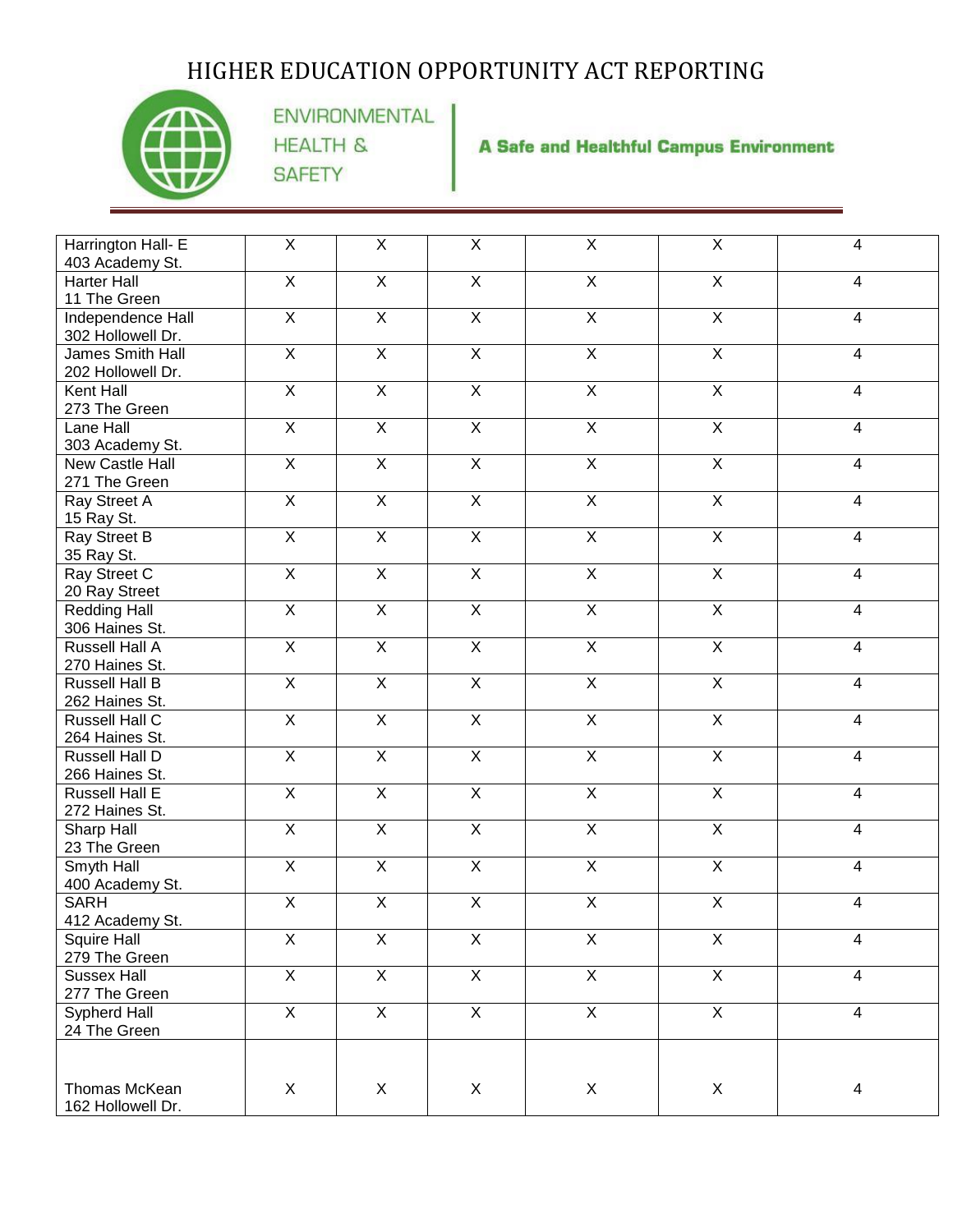# HIGHER EDUCATION OPPORTUNITY ACT REPORTING

ENVIRONMENTAL HEALTH & SAFETY

**A Safe and Healthful Campus Environment**

| | | | | | | |
|---|---|---|---|---|---|---|
| Harrington Hall- E<br>403 Academy St. | X | X | X | X | X | 4 |
| Harter Hall<br>11 The Green | X | X | X | X | X | 4 |
| Independence Hall<br>302 Hollowell Dr. | X | X | X | X | X | 4 |
| James Smith Hall<br>202 Hollowell Dr. | X | X | X | X | X | 4 |
| Kent Hall<br>273 The Green | X | X | X | X | X | 4 |
| Lane Hall<br>303 Academy St. | X | X | X | X | X | 4 |
| New Castle Hall<br>271 The Green | X | X | X | X | X | 4 |
| Ray Street A<br>15 Ray St. | X | X | X | X | X | 4 |
| Ray Street B<br>35 Ray St. | X | X | X | X | X | 4 |
| Ray Street C<br>20 Ray Street | X | X | X | X | X | 4 |
| Redding Hall<br>306 Haines St. | X | X | X | X | X | 4 |
| Russell Hall A<br>270 Haines St. | X | X | X | X | X | 4 |
| Russell Hall B<br>262 Haines St. | X | X | X | X | X | 4 |
| Russell Hall C<br>264 Haines St. | X | X | X | X | X | 4 |
| Russell Hall D<br>266 Haines St. | X | X | X | X | X | 4 |
| Russell Hall E<br>272 Haines St. | X | X | X | X | X | 4 |
| Sharp Hall<br>23 The Green | X | X | X | X | X | 4 |
| Smyth Hall<br>400 Academy St. | X | X | X | X | X | 4 |
| SARH<br>412 Academy St. | X | X | X | X | X | 4 |
| Squire Hall<br>279 The Green | X | X | X | X | X | 4 |
| Sussex Hall<br>277 The Green | X | X | X | X | X | 4 |
| Sypherd Hall<br>24 The Green | X | X | X | X | X | 4 |
| Thomas McKean<br>162 Hollowell Dr. | X | X | X | X | X | 4 |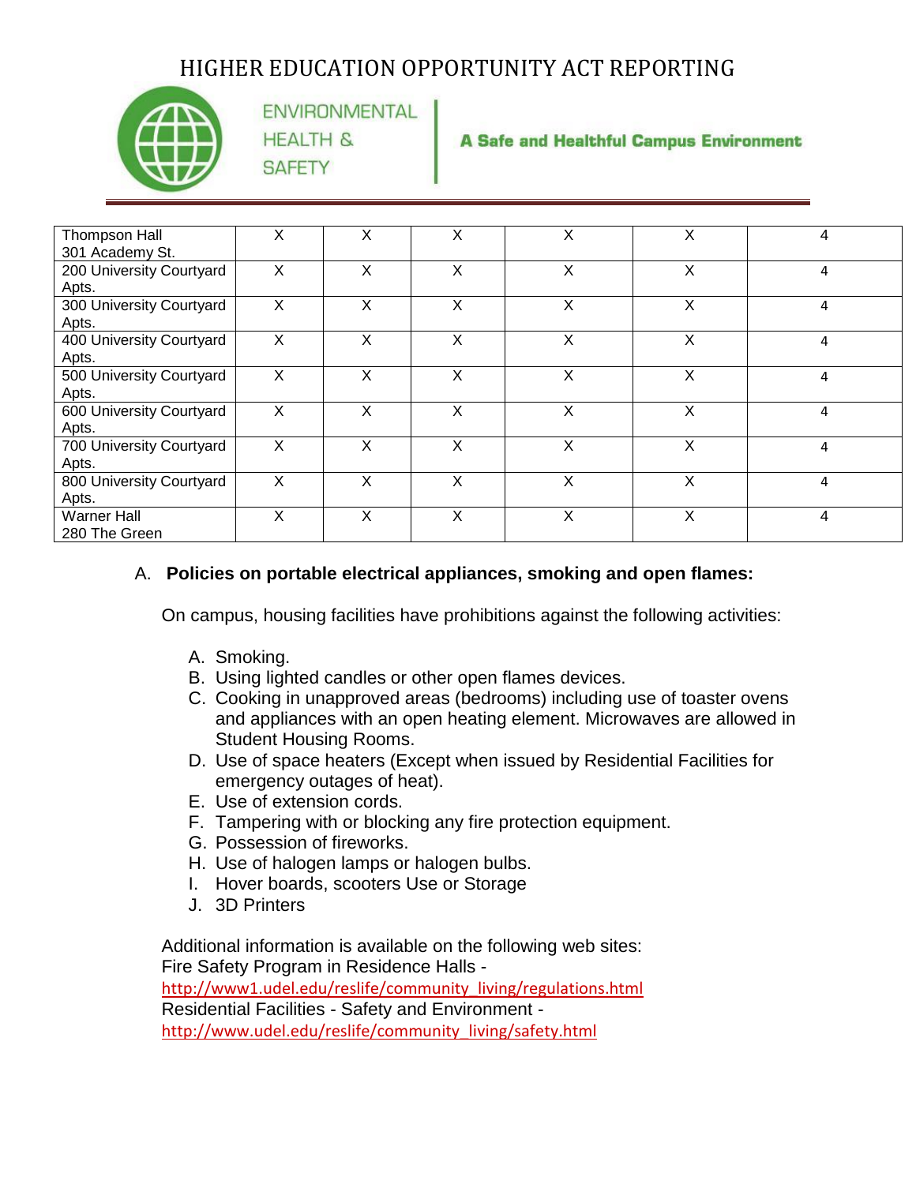| | | | | | | |
|---|---|---|---|---|---|---|
| Thompson Hall 301 Academy St. | X | X | X | X | X | 4 |
| 200 University Courtyard Apts. | X | X | X | X | X | 4 |
| 300 University Courtyard Apts. | X | X | X | X | X | 4 |
| 400 University Courtyard Apts. | X | X | X | X | X | 4 |
| 500 University Courtyard Apts. | X | X | X | X | X | 4 |
| 600 University Courtyard Apts. | X | X | X | X | X | 4 |
| 700 University Courtyard Apts. | X | X | X | X | X | 4 |
| 800 University Courtyard Apts. | X | X | X | X | X | 4 |
| Warner Hall 280 The Green | X | X | X | X | X | 4 |

A. **Policies on portable electrical appliances, smoking and open flames:**

On campus, housing facilities have prohibitions against the following activities:

A. Smoking.
B. Using lighted candles or other open flames devices.
C. Cooking in unapproved areas (bedrooms) including use of toaster ovens and appliances with an open heating element. Microwaves are allowed in Student Housing Rooms.
D. Use of space heaters (Except when issued by Residential Facilities for emergency outages of heat).
E. Use of extension cords.
F. Tampering with or blocking any fire protection equipment.
G. Possession of fireworks.
H. Use of halogen lamps or halogen bulbs.
I. Hover boards, scooters Use or Storage
J. 3D Printers

Additional information is available on the following web sites:
Fire Safety Program in Residence Halls -
http://www1.udel.edu/reslife/community_living/regulations.html
Residential Facilities - Safety and Environment -
http://www.udel.edu/reslife/community_living/safety.html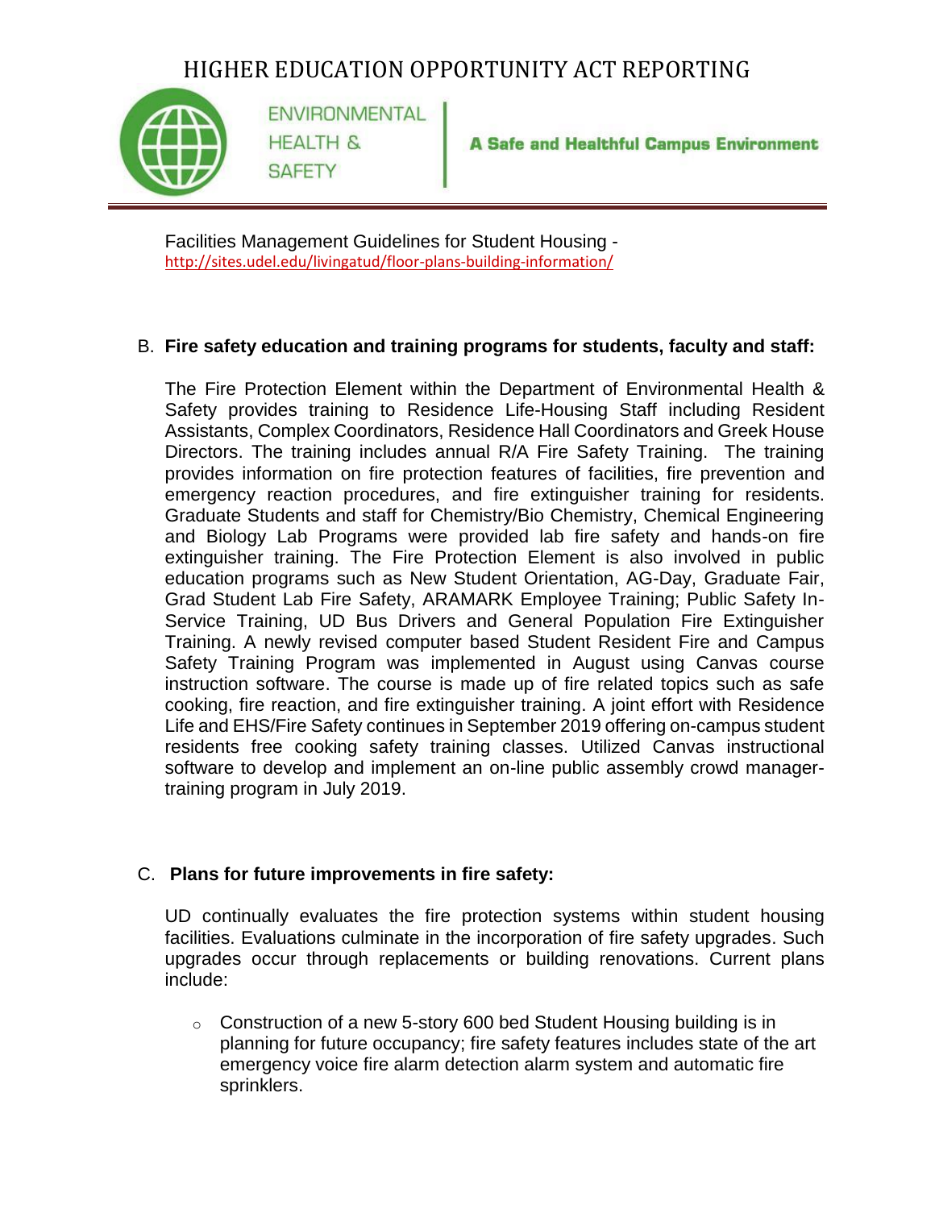Facilities Management Guidelines for Student Housing - http://sites.udel.edu/livingatud/floor-plans-building-information/

B. **Fire safety education and training programs for students, faculty and staff:**

The Fire Protection Element within the Department of Environmental Health & Safety provides training to Residence Life-Housing Staff including Resident Assistants, Complex Coordinators, Residence Hall Coordinators and Greek House Directors. The training includes annual R/A Fire Safety Training. The training provides information on fire protection features of facilities, fire prevention and emergency reaction procedures, and fire extinguisher training for residents. Graduate Students and staff for Chemistry/Bio Chemistry, Chemical Engineering and Biology Lab Programs were provided lab fire safety and hands-on fire extinguisher training. The Fire Protection Element is also involved in public education programs such as New Student Orientation, AG-Day, Graduate Fair, Grad Student Lab Fire Safety, ARAMARK Employee Training; Public Safety In-Service Training, UD Bus Drivers and General Population Fire Extinguisher Training. A newly revised computer based Student Resident Fire and Campus Safety Training Program was implemented in August using Canvas course instruction software. The course is made up of fire related topics such as safe cooking, fire reaction, and fire extinguisher training. A joint effort with Residence Life and EHS/Fire Safety continues in September 2019 offering on-campus student residents free cooking safety training classes. Utilized Canvas instructional software to develop and implement an on-line public assembly crowd manager-training program in July 2019.

C. **Plans for future improvements in fire safety:**

UD continually evaluates the fire protection systems within student housing facilities. Evaluations culminate in the incorporation of fire safety upgrades. Such upgrades occur through replacements or building renovations. Current plans include:

- Construction of a new 5-story 600 bed Student Housing building is in planning for future occupancy; fire safety features includes state of the art emergency voice fire alarm detection alarm system and automatic fire sprinklers.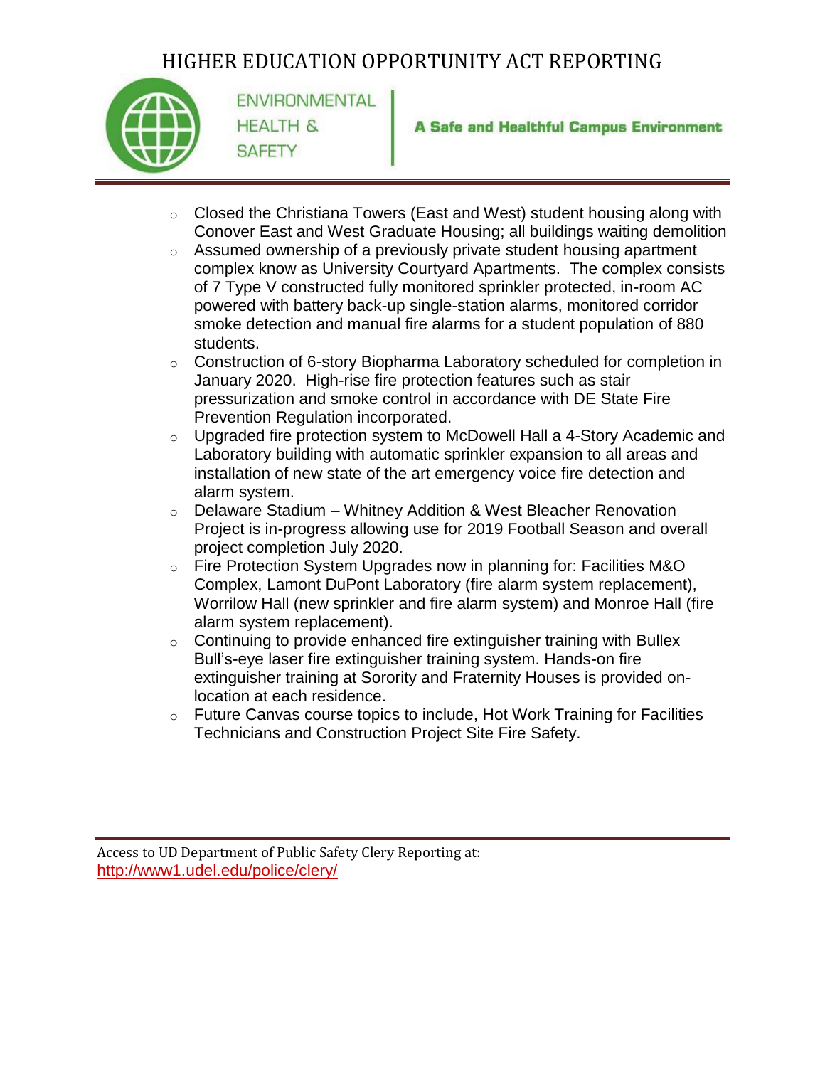- Closed the Christiana Towers (East and West) student housing along with Conover East and West Graduate Housing; all buildings waiting demolition
- Assumed ownership of a previously private student housing apartment complex know as University Courtyard Apartments. The complex consists of 7 Type V constructed fully monitored sprinkler protected, in-room AC powered with battery back-up single-station alarms, monitored corridor smoke detection and manual fire alarms for a student population of 880 students.
- Construction of 6-story Biopharma Laboratory scheduled for completion in January 2020. High-rise fire protection features such as stair pressurization and smoke control in accordance with DE State Fire Prevention Regulation incorporated.
- Upgraded fire protection system to McDowell Hall a 4-Story Academic and Laboratory building with automatic sprinkler expansion to all areas and installation of new state of the art emergency voice fire detection and alarm system.
- Delaware Stadium – Whitney Addition & West Bleacher Renovation Project is in-progress allowing use for 2019 Football Season and overall project completion July 2020.
- Fire Protection System Upgrades now in planning for: Facilities M&O Complex, Lamont DuPont Laboratory (fire alarm system replacement), Worrilow Hall (new sprinkler and fire alarm system) and Monroe Hall (fire alarm system replacement).
- Continuing to provide enhanced fire extinguisher training with Bullex Bull's-eye laser fire extinguisher training system. Hands-on fire extinguisher training at Sorority and Fraternity Houses is provided on-location at each residence.
- Future Canvas course topics to include, Hot Work Training for Facilities Technicians and Construction Project Site Fire Safety.